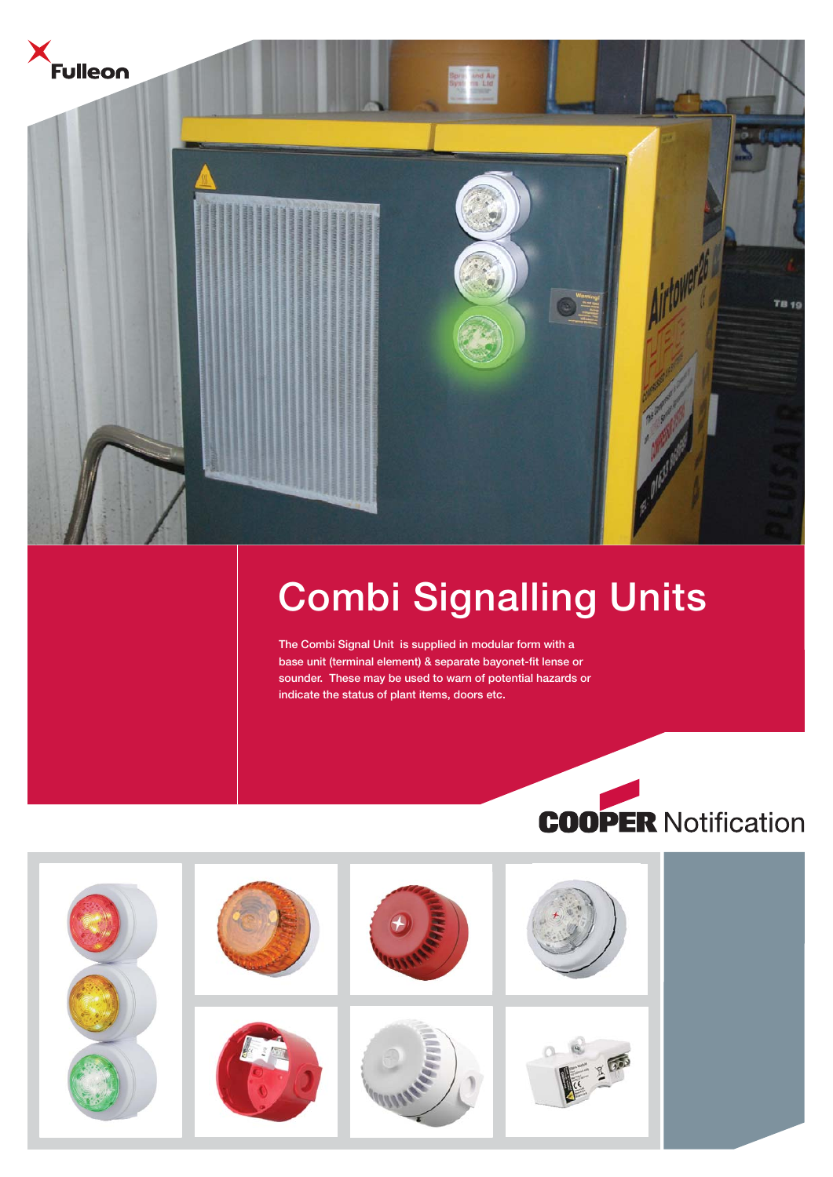Fulleon

# Combi Signalling Units

The Combi Signal Unit is supplied in modular form with a base unit (terminal element) & separate bayonet-fit lense or sounder. These may be used to warn of potential hazards or indicate the status of plant items, doors etc.

COOPER Notification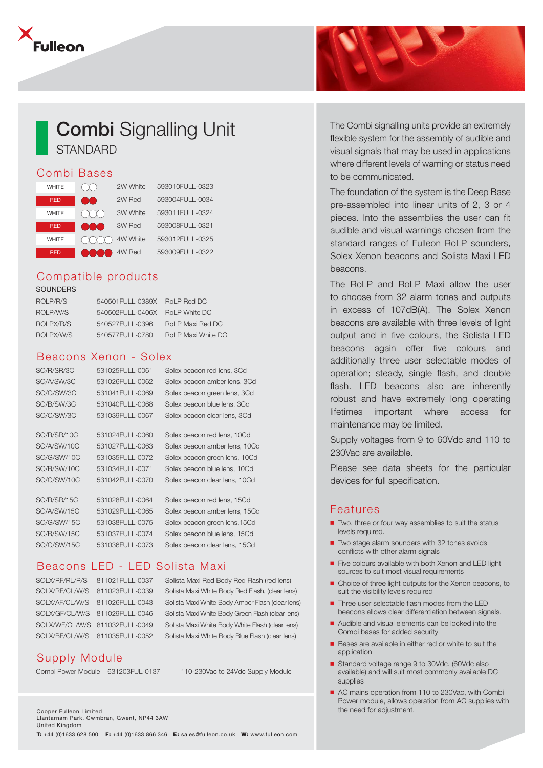Fulleon

# **Combi** Signalling Unit

STANDARD

## Combi Bases

| | | | |
|---|---|---|---|
| WHITE | ○○ | 2W White | 593010FULL-0323 |
| RED | ●● | 2W Red | 593004FULL-0034 |
| WHITE | ○○○ | 3W White | 593011FULL-0324 |
| RED | ●●● | 3W Red | 593008FULL-0321 |
| WHITE | ○○○○ | 4W White | 593012FULL-0325 |
| RED | ●●●● | 4W Red | 593009FULL-0322 |

## Compatible products

### SOUNDERS

| | | |
|---|---|---|
| ROLP/R/S | 540501FULL-0389X | RoLP Red DC |
| ROLP/W/S | 540502FULL-0406X | RoLP White DC |
| ROLPX/R/S | 540527FULL-0396 | RoLP Maxi Red DC |
| ROLPX/W/S | 540577FULL-0780 | RoLP Maxi White DC |

## Beacons Xenon - Solex

| | | |
|---|---|---|
| SO/R/SR/3C | 531025FULL-0061 | Solex beacon red lens, 3Cd |
| SO/A/SW/3C | 531026FULL-0062 | Solex beacon amber lens, 3Cd |
| SO/G/SW/3C | 531041FULL-0069 | Solex beacon green lens, 3Cd |
| SO/B/SW/3C | 531040FULL-0068 | Solex beacon blue lens, 3Cd |
| SO/C/SW/3C | 531039FULL-0067 | Solex beacon clear lens, 3Cd |
| SO/R/SR/10C | 531024FULL-0060 | Solex beacon red lens, 10Cd |
| SO/A/SW/10C | 531027FULL-0063 | Solex beacon amber lens, 10Cd |
| SO/G/SW/10C | 531035FULL-0072 | Solex beacon green lens, 10Cd |
| SO/B/SW/10C | 531034FULL-0071 | Solex beacon blue lens, 10Cd |
| SO/C/SW/10C | 531042FULL-0070 | Solex beacon clear lens, 10Cd |
| SO/R/SR/15C | 531028FULL-0064 | Solex beacon red lens, 15Cd |
| SO/A/SW/15C | 531029FULL-0065 | Solex beacon amber lens, 15Cd |
| SO/G/SW/15C | 531038FULL-0075 | Solex beacon green lens,15Cd |
| SO/B/SW/15C | 531037FULL-0074 | Solex beacon blue lens, 15Cd |
| SO/C/SW/15C | 531036FULL-0073 | Solex beacon clear lens, 15Cd |

## Beacons LED - LED Solista Maxi

| | | |
|---|---|---|
| SOLX/RF/RL/R/S | 811021FULL-0037 | Solista Maxi Red Body Red Flash (red lens) |
| SOLX/RF/CL/W/S | 811023FULL-0039 | Solista Maxi White Body Red Flash, (clear lens) |
| SOLX/AF/CL/W/S | 811026FULL-0043 | Solista Maxi White Body Amber Flash (clear lens) |
| SOLX/GF/CL/W/S | 811029FULL-0046 | Solista Maxi White Body Green Flash (clear lens) |
| SOLX/WF/CL/W/S | 811032FULL-0049 | Solista Maxi White Body White Flash (clear lens) |
| SOLX/BF/CL/W/S | 811035FULL-0052 | Solista Maxi White Body Blue Flash (clear lens) |

## Supply Module

| | | |
|---|---|---|
| Combi Power Module | 631203FUL-0137 | 110-230Vac to 24Vdc Supply Module |

The Combi signalling units provide an extremely flexible system for the assembly of audible and visual signals that may be used in applications where different levels of warning or status need to be communicated.

The foundation of the system is the Deep Base pre-assembled into linear units of 2, 3 or 4 pieces. Into the assemblies the user can fit audible and visual warnings chosen from the standard ranges of Fulleon RoLP sounders, Solex Xenon beacons and Solista Maxi LED beacons.

The RoLP and RoLP Maxi allow the user to choose from 32 alarm tones and outputs in excess of 107dB(A). The Solex Xenon beacons are available with three levels of light output and in five colours, the Solista LED beacons again offer five colours and additionally three user selectable modes of operation; steady, single flash, and double flash. LED beacons also are inherently robust and have extremely long operating lifetimes important where access for maintenance may be limited.

Supply voltages from 9 to 60Vdc and 110 to 230Vac are available.

Please see data sheets for the particular devices for full specification.

## Features

- Two, three or four way assemblies to suit the status levels required.
- Two stage alarm sounders with 32 tones avoids conflicts with other alarm signals
- Five colours available with both Xenon and LED light sources to suit most visual requirements
- Choice of three light outputs for the Xenon beacons, to suit the visibility levels required
- Three user selectable flash modes from the LED beacons allows clear differentiation between signals.
- Audible and visual elements can be locked into the Combi bases for added security
- Bases are available in either red or white to suit the application
- Standard voltage range 9 to 30Vdc. (60Vdc also available) and will suit most commonly available DC supplies
- AC mains operation from 110 to 230Vac, with Combi Power module, allows operation from AC supplies with the need for adjustment.

Cooper Fulleon Limited
Llantarnam Park, Cwmbran, Gwent, NP44 3AW
United Kingdom

**T:** +44 (0)1633 628 500 **F:** +44 (0)1633 866 346 **E:** sales@fulleon.co.uk **W:** www.fulleon.com